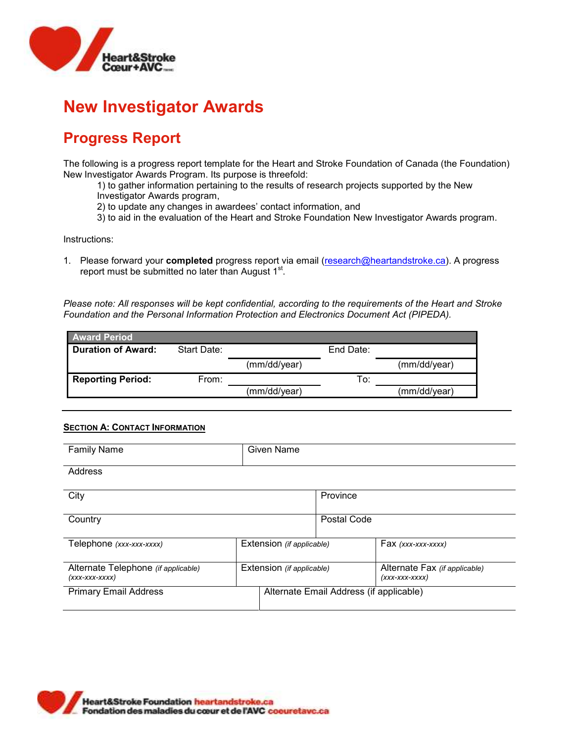# New Investigator Awards

## Progress Report

The following is a progress report template for the Heart and Stroke Foundation of Canada (the Foundation) New Investigator Awards Program. Its purpose is threefold:

1) to gather information pertaining to the results of research projects supported by the New Investigator Awards program,
2) to update any changes in awardees' contact information, and
3) to aid in the evaluation of the Heart and Stroke Foundation New Investigator Awards program.

Instructions:

1. Please forward your **completed** progress report via email (research@heartandstroke.ca). A progress report must be submitted no later than August 1st.

*Please note: All responses will be kept confidential, according to the requirements of the Heart and Stroke Foundation and the Personal Information Protection and Electronics Document Act (PIPEDA).*

| Award Period | | | | |
|---|---|---|---|---|
| **Duration of Award:** | Start Date: | (mm/dd/year) | End Date: | (mm/dd/year) |
| **Reporting Period:** | From: | (mm/dd/year) | To: | (mm/dd/year) |

---

**SECTION A: CONTACT INFORMATION**

| Family Name | Given Name | |
|---|---|---|
| Address | | |
| City | Province | |
| Country | Postal Code | |
| Telephone *(xxx-xxx-xxxx)* | Extension *(if applicable)* | Fax *(xxx-xxx-xxxx)* |
| Alternate Telephone *(if applicable)* *(xxx-xxx-xxxx)* | Extension *(if applicable)* | Alternate Fax *(if applicable)* *(xxx-xxx-xxxx)* |
| Primary Email Address | Alternate Email Address (if applicable) | |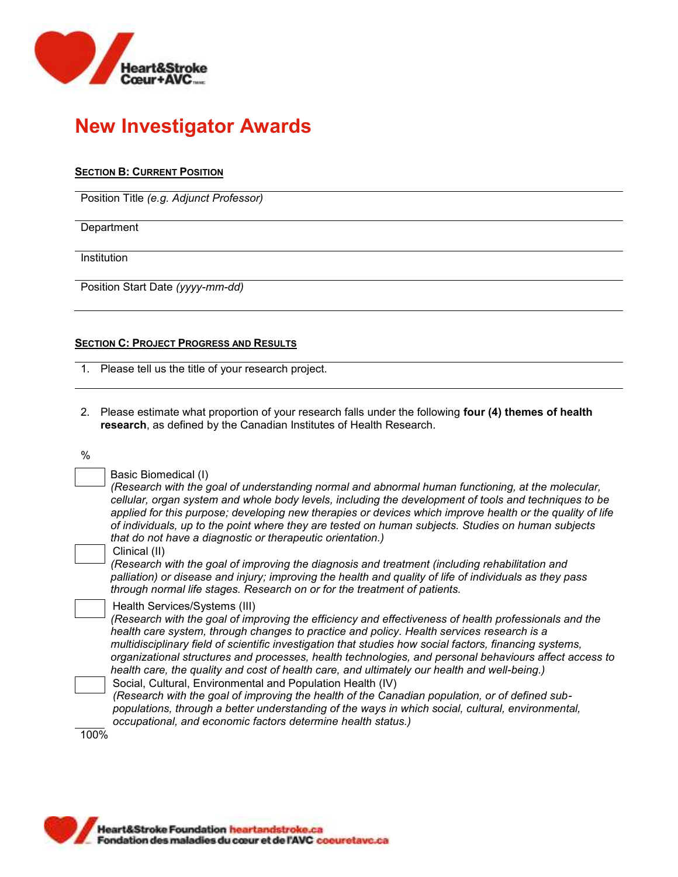# New Investigator Awards

**SECTION B: CURRENT POSITION**

Position Title *(e.g. Adjunct Professor)*

Department

Institution

Position Start Date *(yyyy-mm-dd)*

**SECTION C: PROJECT PROGRESS AND RESULTS**

1. Please tell us the title of your research project.

2. Please estimate what proportion of your research falls under the following **four (4) themes of health research**, as defined by the Canadian Institutes of Health Research.

%

[ ] Basic Biomedical (I)
*(Research with the goal of understanding normal and abnormal human functioning, at the molecular, cellular, organ system and whole body levels, including the development of tools and techniques to be applied for this purpose; developing new therapies or devices which improve health or the quality of life of individuals, up to the point where they are tested on human subjects. Studies on human subjects that do not have a diagnostic or therapeutic orientation.)*

[ ] Clinical (II)
*(Research with the goal of improving the diagnosis and treatment (including rehabilitation and palliation) or disease and injury; improving the health and quality of life of individuals as they pass through normal life stages. Research on or for the treatment of patients.*

[ ] Health Services/Systems (III)
*(Research with the goal of improving the efficiency and effectiveness of health professionals and the health care system, through changes to practice and policy. Health services research is a multidisciplinary field of scientific investigation that studies how social factors, financing systems, organizational structures and processes, health technologies, and personal behaviours affect access to health care, the quality and cost of health care, and ultimately our health and well-being.)*

[ ] Social, Cultural, Environmental and Population Health (IV)
*(Research with the goal of improving the health of the Canadian population, or of defined sub-populations, through a better understanding of the ways in which social, cultural, environmental, occupational, and economic factors determine health status.)*

100%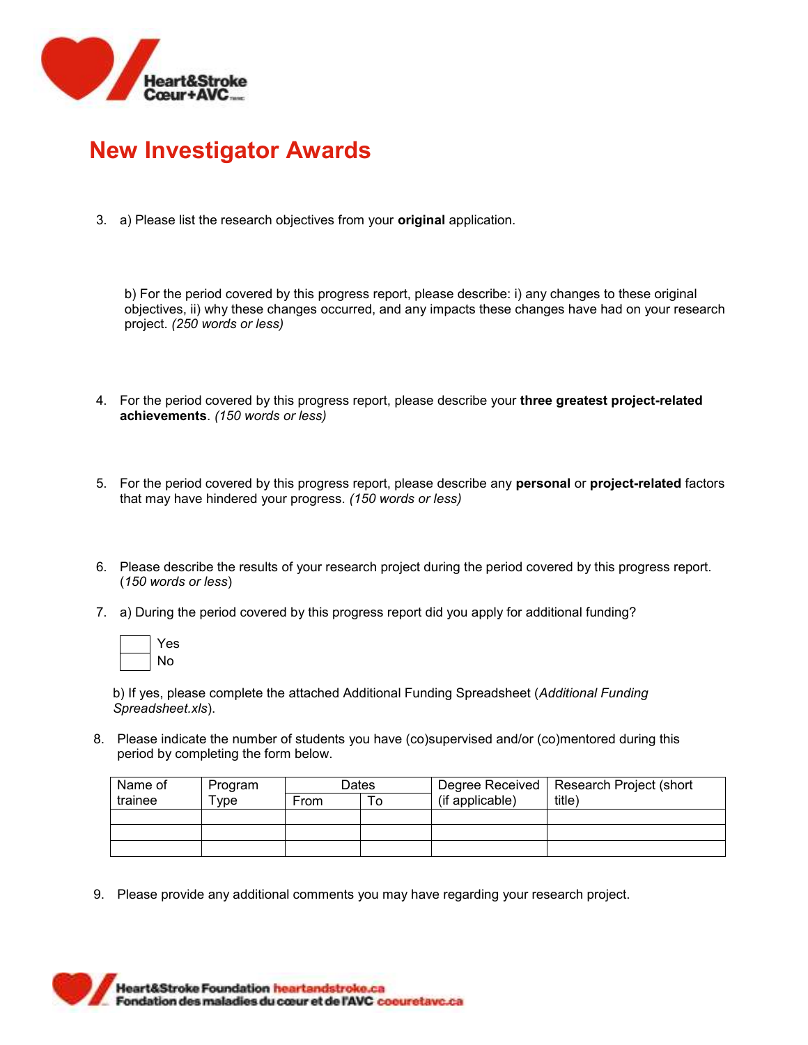# New Investigator Awards

3. a) Please list the research objectives from your **original** application.

   b) For the period covered by this progress report, please describe: i) any changes to these original objectives, ii) why these changes occurred, and any impacts these changes have had on your research project. *(250 words or less)*

4. For the period covered by this progress report, please describe your **three greatest project-related achievements**. *(150 words or less)*

5. For the period covered by this progress report, please describe any **personal** or **project-related** factors that may have hindered your progress. *(150 words or less)*

6. Please describe the results of your research project during the period covered by this progress report. (*150 words or less*)

7. a) During the period covered by this progress report did you apply for additional funding?

   ☐ Yes
   ☐ No

   b) If yes, please complete the attached Additional Funding Spreadsheet (*Additional Funding Spreadsheet.xls*).

8. Please indicate the number of students you have (co)supervised and/or (co)mentored during this period by completing the form below.

| Name of trainee | Program Type | Dates | | Degree Received (if applicable) | Research Project (short title) |
|---|---|---|---|---|---|
| | | From | To | | |
| | | | | | |
| | | | | | |
| | | | | | |

9. Please provide any additional comments you may have regarding your research project.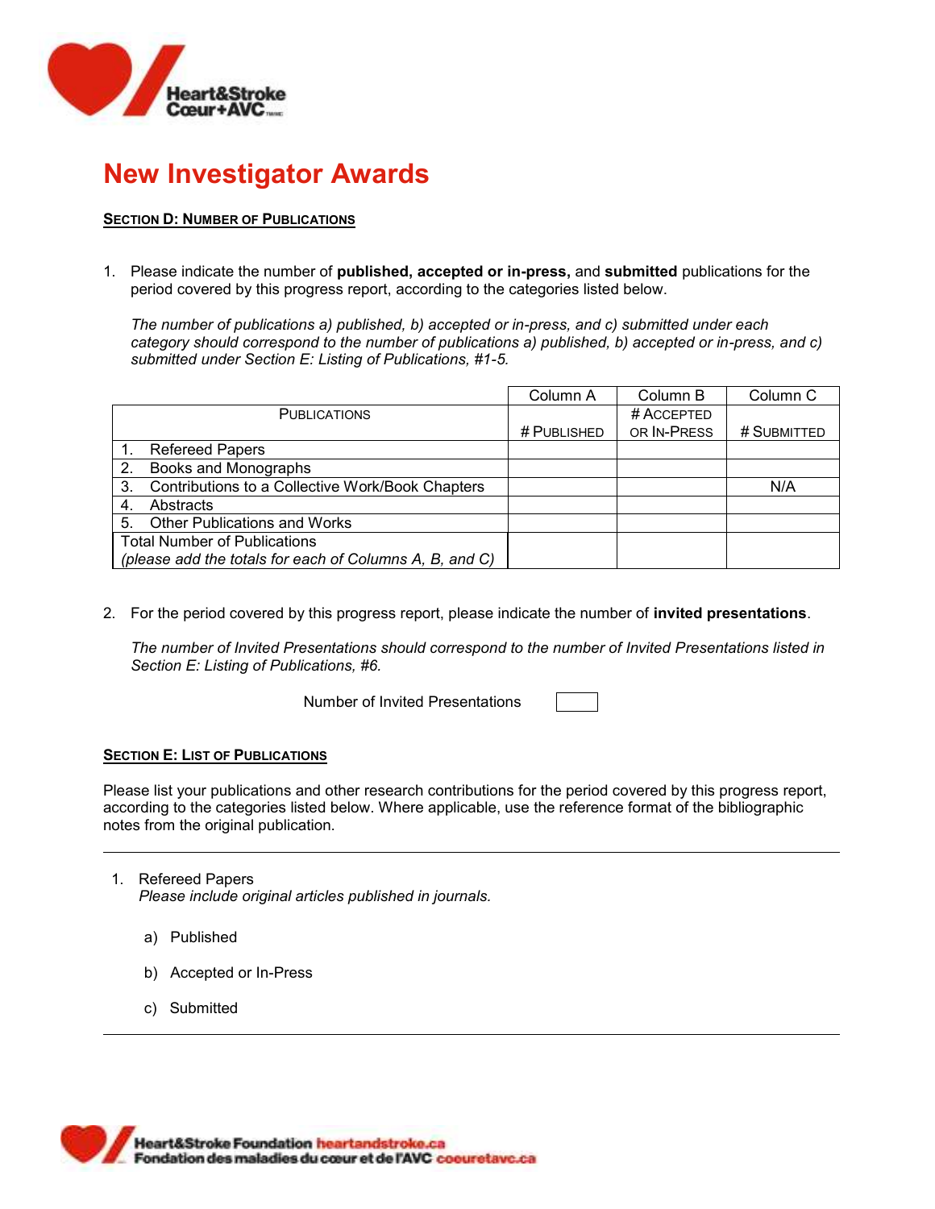# New Investigator Awards

**SECTION D: NUMBER OF PUBLICATIONS**

1. Please indicate the number of **published, accepted or in-press,** and **submitted** publications for the period covered by this progress report, according to the categories listed below.

   *The number of publications a) published, b) accepted or in-press, and c) submitted under each category should correspond to the number of publications a) published, b) accepted or in-press, and c) submitted under Section E: Listing of Publications, #1-5.*

| | Column A | Column B | Column C |
|---|---|---|---|
| PUBLICATIONS | # PUBLISHED | # ACCEPTED OR IN-PRESS | # SUBMITTED |
| 1. Refereed Papers | | | |
| 2. Books and Monographs | | | |
| 3. Contributions to a Collective Work/Book Chapters | | | N/A |
| 4. Abstracts | | | |
| 5. Other Publications and Works | | | |
| Total Number of Publications *(please add the totals for each of Columns A, B, and C)* | | | |

2. For the period covered by this progress report, please indicate the number of **invited presentations**.

   *The number of Invited Presentations should correspond to the number of Invited Presentations listed in Section E: Listing of Publications, #6.*

   Number of Invited Presentations [ ]

**SECTION E: LIST OF PUBLICATIONS**

Please list your publications and other research contributions for the period covered by this progress report, according to the categories listed below. Where applicable, use the reference format of the bibliographic notes from the original publication.

---

1. Refereed Papers
   *Please include original articles published in journals.*

   a) Published

   b) Accepted or In-Press

   c) Submitted

---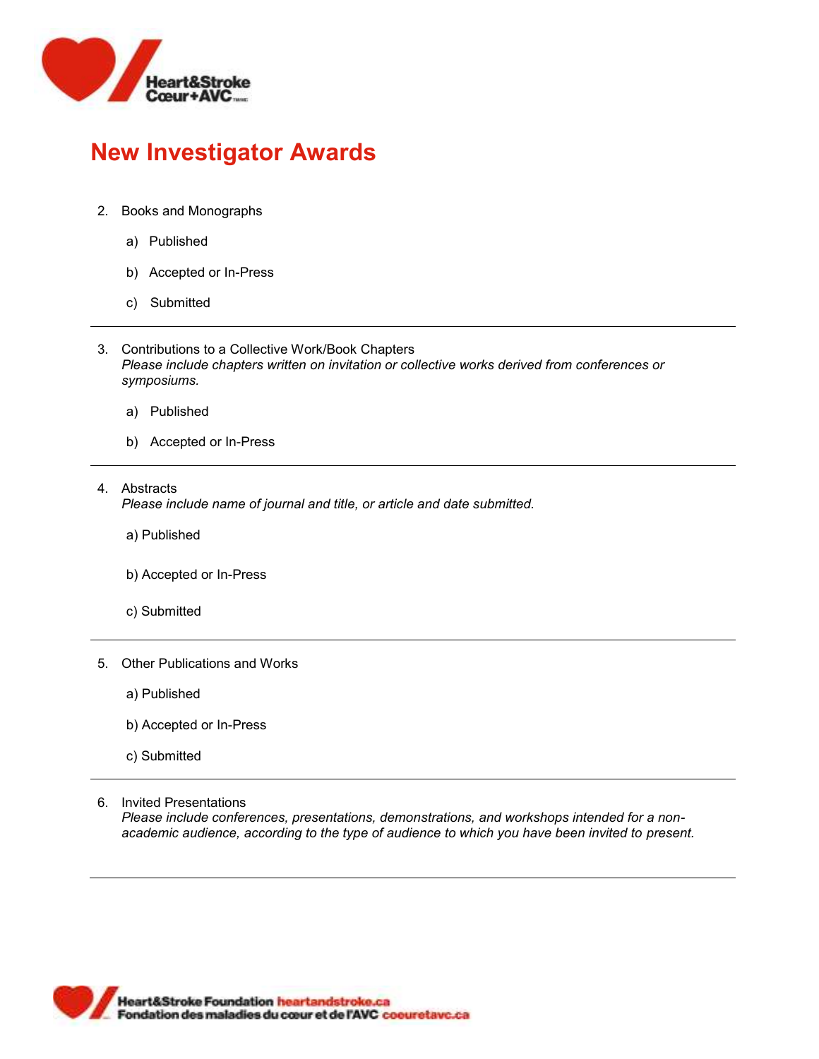# New Investigator Awards

2. Books and Monographs

   a) Published

   b) Accepted or In-Press

   c) Submitted

---

3. Contributions to a Collective Work/Book Chapters
   *Please include chapters written on invitation or collective works derived from conferences or symposiums.*

   a) Published

   b) Accepted or In-Press

---

4. Abstracts
   *Please include name of journal and title, or article and date submitted.*

   a) Published

   b) Accepted or In-Press

   c) Submitted

---

5. Other Publications and Works

   a) Published

   b) Accepted or In-Press

   c) Submitted

---

6. Invited Presentations
   *Please include conferences, presentations, demonstrations, and workshops intended for a non-academic audience, according to the type of audience to which you have been invited to present.*

---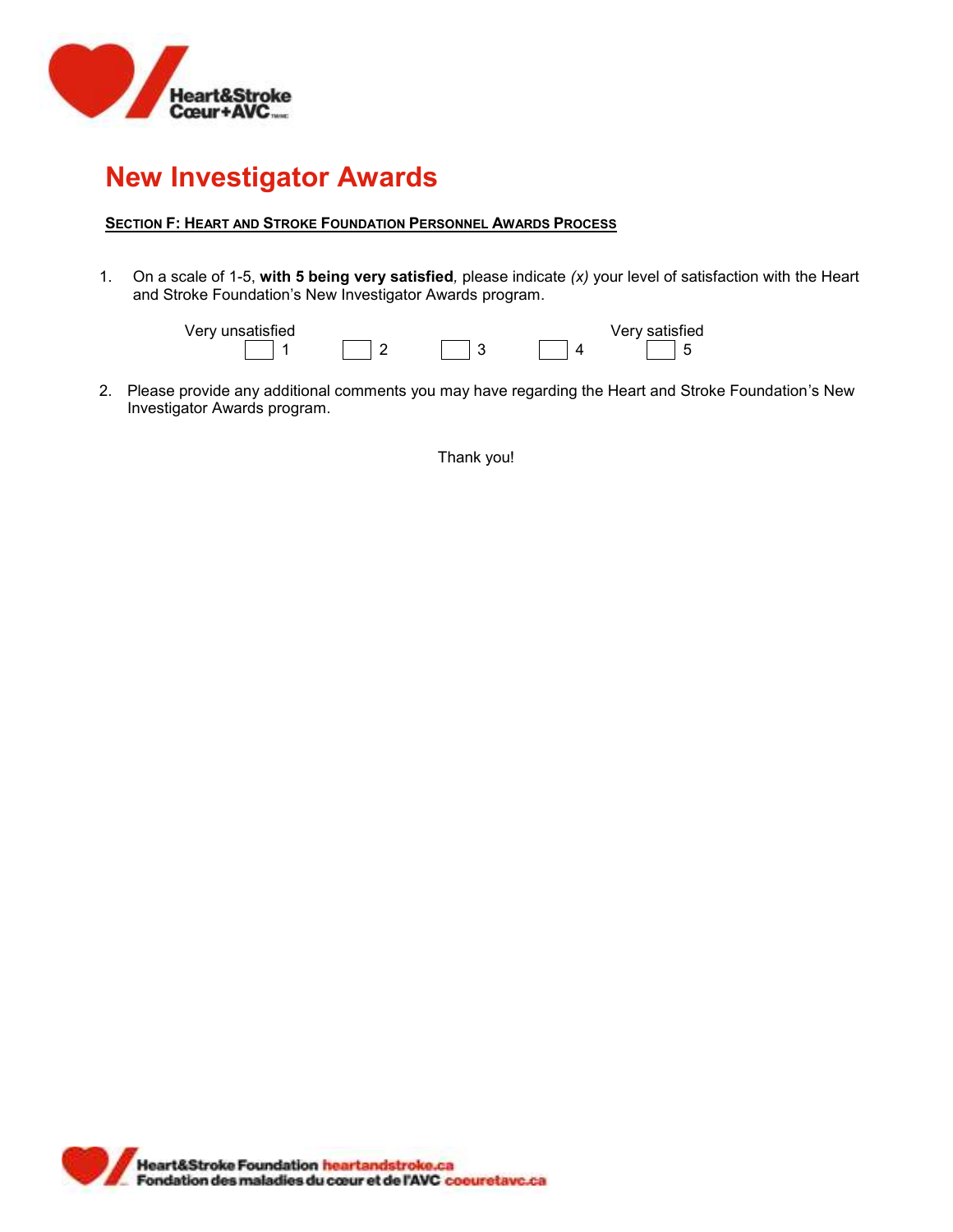# New Investigator Awards

**SECTION F: HEART AND STROKE FOUNDATION PERSONNEL AWARDS PROCESS**

1. On a scale of 1-5, **with 5 being very satisfied**, please indicate *(x)* your level of satisfaction with the Heart and Stroke Foundation's New Investigator Awards program.

   Very unsatisfied ☐ 1 ☐ 2 ☐ 3 ☐ 4 ☐ 5 Very satisfied

2. Please provide any additional comments you may have regarding the Heart and Stroke Foundation's New Investigator Awards program.

Thank you!